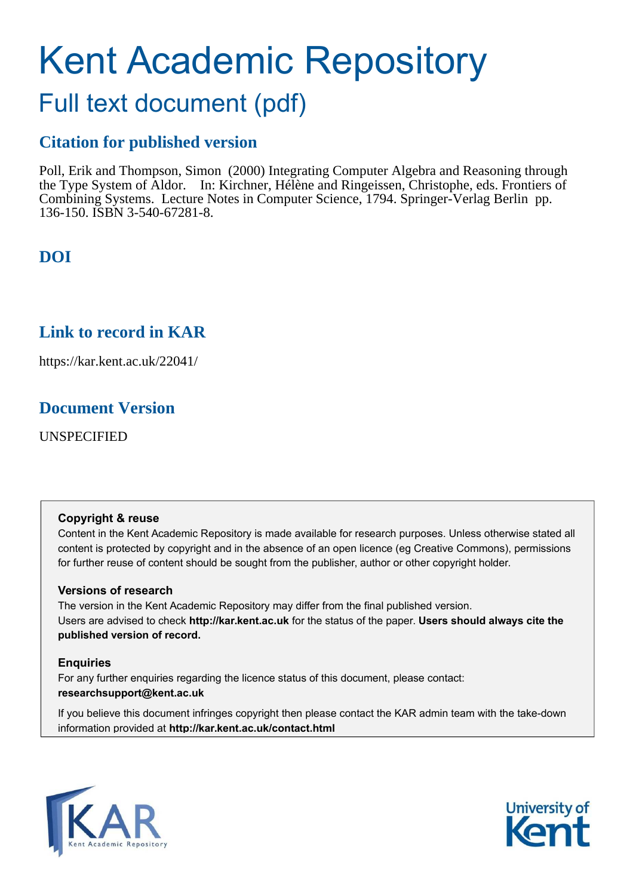# Kent Academic Repository

## Full text document (pdf)

### Citation for published version

Poll, Erik and Thompson, Simon (2000) Integrating Computer Algebra and Reasoning through the Type System of Aldor. In: Kirchner, Hélène and Ringeissen, Christophe, eds. Frontiers of Combining Systems. Lecture Notes in Computer Science, 1794. Springer-Verlag Berlin pp. 136-150. ISBN 3-540-67281-8.

### DOI

### Link to record in KAR

https://kar.kent.ac.uk/22041/

### Document Version

UNSPECIFIED

**Copyright & reuse**

Content in the Kent Academic Repository is made available for research purposes. Unless otherwise stated all content is protected by copyright and in the absence of an open licence (eg Creative Commons), permissions for further reuse of content should be sought from the publisher, author or other copyright holder.

**Versions of research**

The version in the Kent Academic Repository may differ from the final published version.
Users are advised to check **http://kar.kent.ac.uk** for the status of the paper. **Users should always cite the published version of record.**

**Enquiries**

For any further enquiries regarding the licence status of this document, please contact:
**researchsupport@kent.ac.uk**

If you believe this document infringes copyright then please contact the KAR admin team with the take-down information provided at **http://kar.kent.ac.uk/contact.html**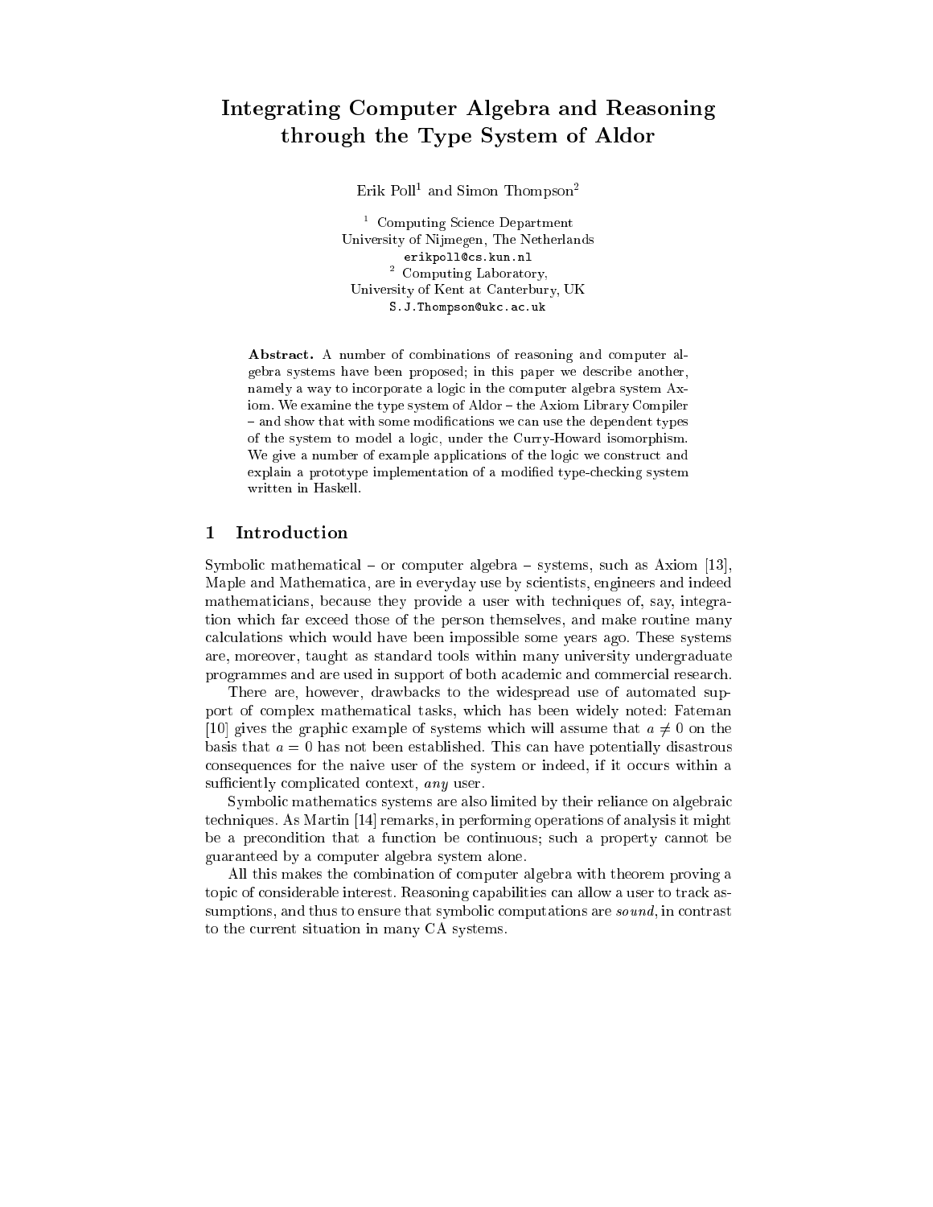# Integrating Computer Algebra and Reasoning through the Type System of Aldor

Erik Poll[1] and Simon Thompson[2]

[1] Computing Science Department
University of Nijmegen, The Netherlands
erikpoll@cs.kun.nl

[2] Computing Laboratory,
University of Kent at Canterbury, UK
S.J.Thompson@ukc.ac.uk

**Abstract.** A number of combinations of reasoning and computer algebra systems have been proposed; in this paper we describe another, namely a way to incorporate a logic in the computer algebra system Axiom. We examine the type system of Aldor – the Axiom Library Compiler – and show that with some modifications we can use the dependent types of the system to model a logic, under the Curry-Howard isomorphism. We give a number of example applications of the logic we construct and explain a prototype implementation of a modified type-checking system written in Haskell.

## 1 Introduction

Symbolic mathematical – or computer algebra – systems, such as Axiom [13], Maple and Mathematica, are in everyday use by scientists, engineers and indeed mathematicians, because they provide a user with techniques of, say, integration which far exceed those of the person themselves, and make routine many calculations which would have been impossible some years ago. These systems are, moreover, taught as standard tools within many university undergraduate programmes and are used in support of both academic and commercial research.

There are, however, drawbacks to the widespread use of automated support of complex mathematical tasks, which has been widely noted: Fateman [10] gives the graphic example of systems which will assume that $a \neq 0$ on the basis that $a = 0$ has not been established. This can have potentially disastrous consequences for the naive user of the system or indeed, if it occurs within a sufficiently complicated context, *any* user.

Symbolic mathematics systems are also limited by their reliance on algebraic techniques. As Martin [14] remarks, in performing operations of analysis it might be a precondition that a function be continuous; such a property cannot be guaranteed by a computer algebra system alone.

All this makes the combination of computer algebra with theorem proving a topic of considerable interest. Reasoning capabilities can allow a user to track assumptions, and thus to ensure that symbolic computations are *sound*, in contrast to the current situation in many CA systems.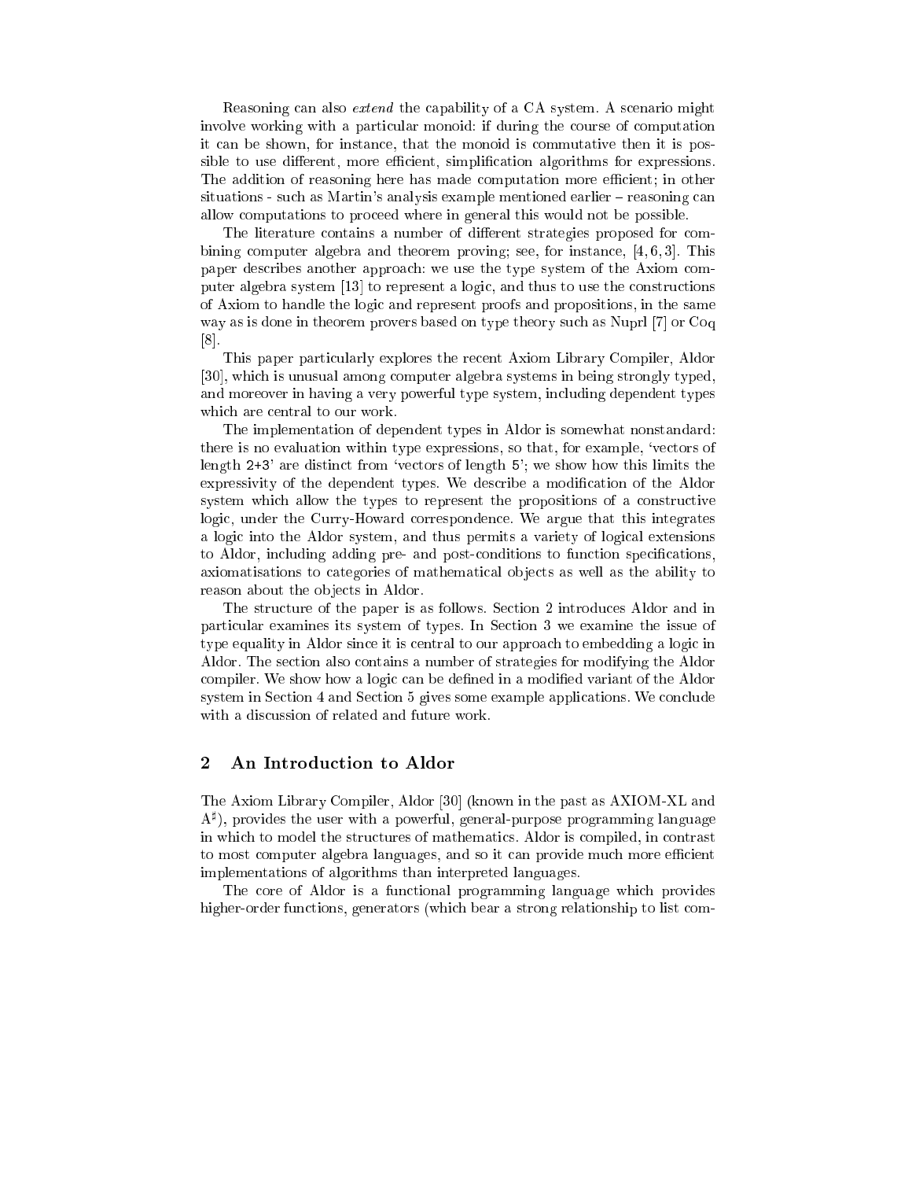Reasoning can also *extend* the capability of a CA system. A scenario might involve working with a particular monoid: if during the course of computation it can be shown, for instance, that the monoid is commutative then it is possible to use different, more efficient, simplification algorithms for expressions. The addition of reasoning here has made computation more efficient; in other situations - such as Martin's analysis example mentioned earlier – reasoning can allow computations to proceed where in general this would not be possible.

The literature contains a number of different strategies proposed for combining computer algebra and theorem proving; see, for instance, [4, 6, 3]. This paper describes another approach: we use the type system of the Axiom computer algebra system [13] to represent a logic, and thus to use the constructions of Axiom to handle the logic and represent proofs and propositions, in the same way as is done in theorem provers based on type theory such as Nuprl [7] or Coq [8].

This paper particularly explores the recent Axiom Library Compiler, Aldor [30], which is unusual among computer algebra systems in being strongly typed, and moreover in having a very powerful type system, including dependent types which are central to our work.

The implementation of dependent types in Aldor is somewhat nonstandard: there is no evaluation within type expressions, so that, for example, 'vectors of length `2+3`' are distinct from 'vectors of length `5`'; we show how this limits the expressivity of the dependent types. We describe a modification of the Aldor system which allow the types to represent the propositions of a constructive logic, under the Curry-Howard correspondence. We argue that this integrates a logic into the Aldor system, and thus permits a variety of logical extensions to Aldor, including adding pre- and post-conditions to function specifications, axiomatisations to categories of mathematical objects as well as the ability to reason about the objects in Aldor.

The structure of the paper is as follows. Section 2 introduces Aldor and in particular examines its system of types. In Section 3 we examine the issue of type equality in Aldor since it is central to our approach to embedding a logic in Aldor. The section also contains a number of strategies for modifying the Aldor compiler. We show how a logic can be defined in a modified variant of the Aldor system in Section 4 and Section 5 gives some example applications. We conclude with a discussion of related and future work.

## 2 An Introduction to Aldor

The Axiom Library Compiler, Aldor [30] (known in the past as AXIOM-XL and $A^{\sharp}$), provides the user with a powerful, general-purpose programming language in which to model the structures of mathematics. Aldor is compiled, in contrast to most computer algebra languages, and so it can provide much more efficient implementations of algorithms than interpreted languages.

The core of Aldor is a functional programming language which provides higher-order functions, generators (which bear a strong relationship to list com-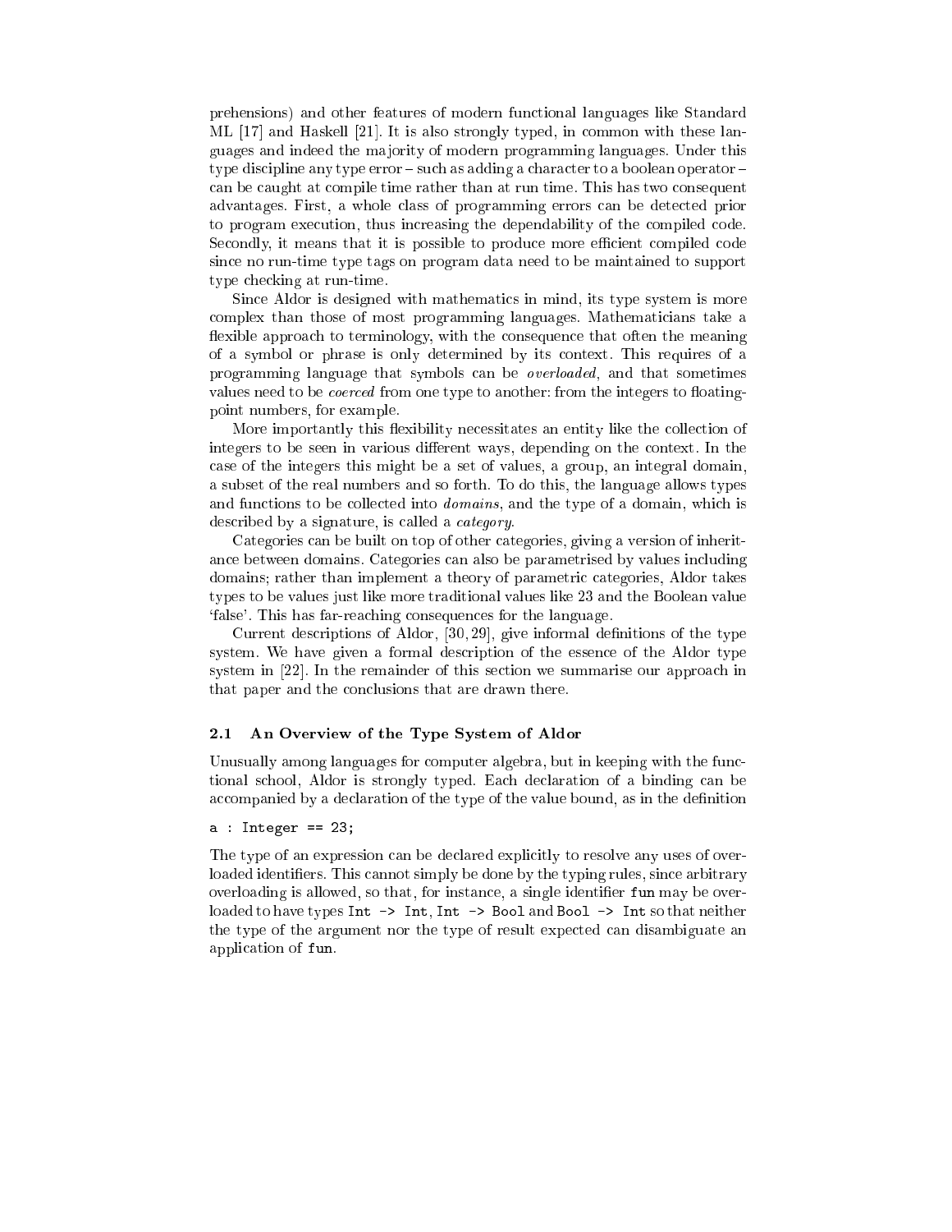prehensions) and other features of modern functional languages like Standard ML [17] and Haskell [21]. It is also strongly typed, in common with these languages and indeed the majority of modern programming languages. Under this type discipline any type error – such as adding a character to a boolean operator – can be caught at compile time rather than at run time. This has two consequent advantages. First, a whole class of programming errors can be detected prior to program execution, thus increasing the dependability of the compiled code. Secondly, it means that it is possible to produce more efficient compiled code since no run-time type tags on program data need to be maintained to support type checking at run-time.

Since Aldor is designed with mathematics in mind, its type system is more complex than those of most programming languages. Mathematicians take a flexible approach to terminology, with the consequence that often the meaning of a symbol or phrase is only determined by its context. This requires of a programming language that symbols can be *overloaded*, and that sometimes values need to be *coerced* from one type to another: from the integers to floating-point numbers, for example.

More importantly this flexibility necessitates an entity like the collection of integers to be seen in various different ways, depending on the context. In the case of the integers this might be a set of values, a group, an integral domain, a subset of the real numbers and so forth. To do this, the language allows types and functions to be collected into *domains*, and the type of a domain, which is described by a signature, is called a *category*.

Categories can be built on top of other categories, giving a version of inheritance between domains. Categories can also be parametrised by values including domains; rather than implement a theory of parametric categories, Aldor takes types to be values just like more traditional values like 23 and the Boolean value 'false'. This has far-reaching consequences for the language.

Current descriptions of Aldor, [30, 29], give informal definitions of the type system. We have given a formal description of the essence of the Aldor type system in [22]. In the remainder of this section we summarise our approach in that paper and the conclusions that are drawn there.

### 2.1 An Overview of the Type System of Aldor

Unusually among languages for computer algebra, but in keeping with the functional school, Aldor is strongly typed. Each declaration of a binding can be accompanied by a declaration of the type of the value bound, as in the definition

```
a : Integer == 23;
```

The type of an expression can be declared explicitly to resolve any uses of overloaded identifiers. This cannot simply be done by the typing rules, since arbitrary overloading is allowed, so that, for instance, a single identifier `fun` may be overloaded to have types `Int -> Int`, `Int -> Bool` and `Bool -> Int` so that neither the type of the argument nor the type of result expected can disambiguate an application of `fun`.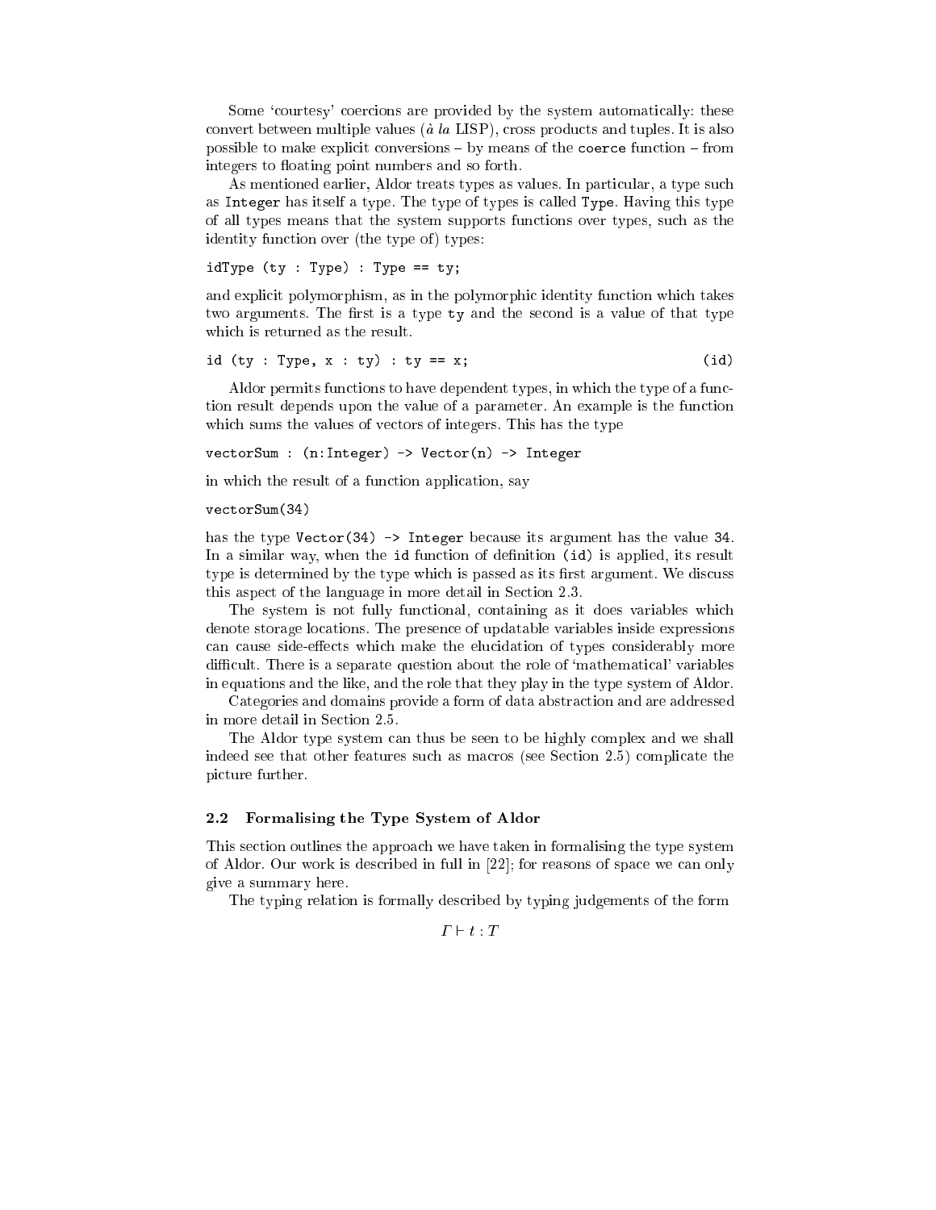Some 'courtesy' coercions are provided by the system automatically: these convert between multiple values (*à la* LISP), cross products and tuples. It is also possible to make explicit conversions – by means of the `coerce` function – from integers to floating point numbers and so forth.

As mentioned earlier, Aldor treats types as values. In particular, a type such as `Integer` has itself a type. The type of types is called `Type`. Having this type of all types means that the system supports functions over types, such as the identity function over (the type of) types:

```
idType (ty : Type) : Type == ty;
```

and explicit polymorphism, as in the polymorphic identity function which takes two arguments. The first is a type `ty` and the second is a value of that type which is returned as the result.

```
id (ty : Type, x : ty) : ty == x;                              (id)
```

Aldor permits functions to have dependent types, in which the type of a function result depends upon the value of a parameter. An example is the function which sums the values of vectors of integers. This has the type

```
vectorSum : (n:Integer) -> Vector(n) -> Integer
```

in which the result of a function application, say

```
vectorSum(34)
```

has the type `Vector(34) -> Integer` because its argument has the value `34`. In a similar way, when the `id` function of definition `(id)` is applied, its result type is determined by the type which is passed as its first argument. We discuss this aspect of the language in more detail in Section 2.3.

The system is not fully functional, containing as it does variables which denote storage locations. The presence of updatable variables inside expressions can cause side-effects which make the elucidation of types considerably more difficult. There is a separate question about the role of 'mathematical' variables in equations and the like, and the role that they play in the type system of Aldor.

Categories and domains provide a form of data abstraction and are addressed in more detail in Section 2.5.

The Aldor type system can thus be seen to be highly complex and we shall indeed see that other features such as macros (see Section 2.5) complicate the picture further.

### 2.2 Formalising the Type System of Aldor

This section outlines the approach we have taken in formalising the type system of Aldor. Our work is described in full in [22]; for reasons of space we can only give a summary here.

The typing relation is formally described by typing judgements of the form

$$\Gamma \vdash t : T$$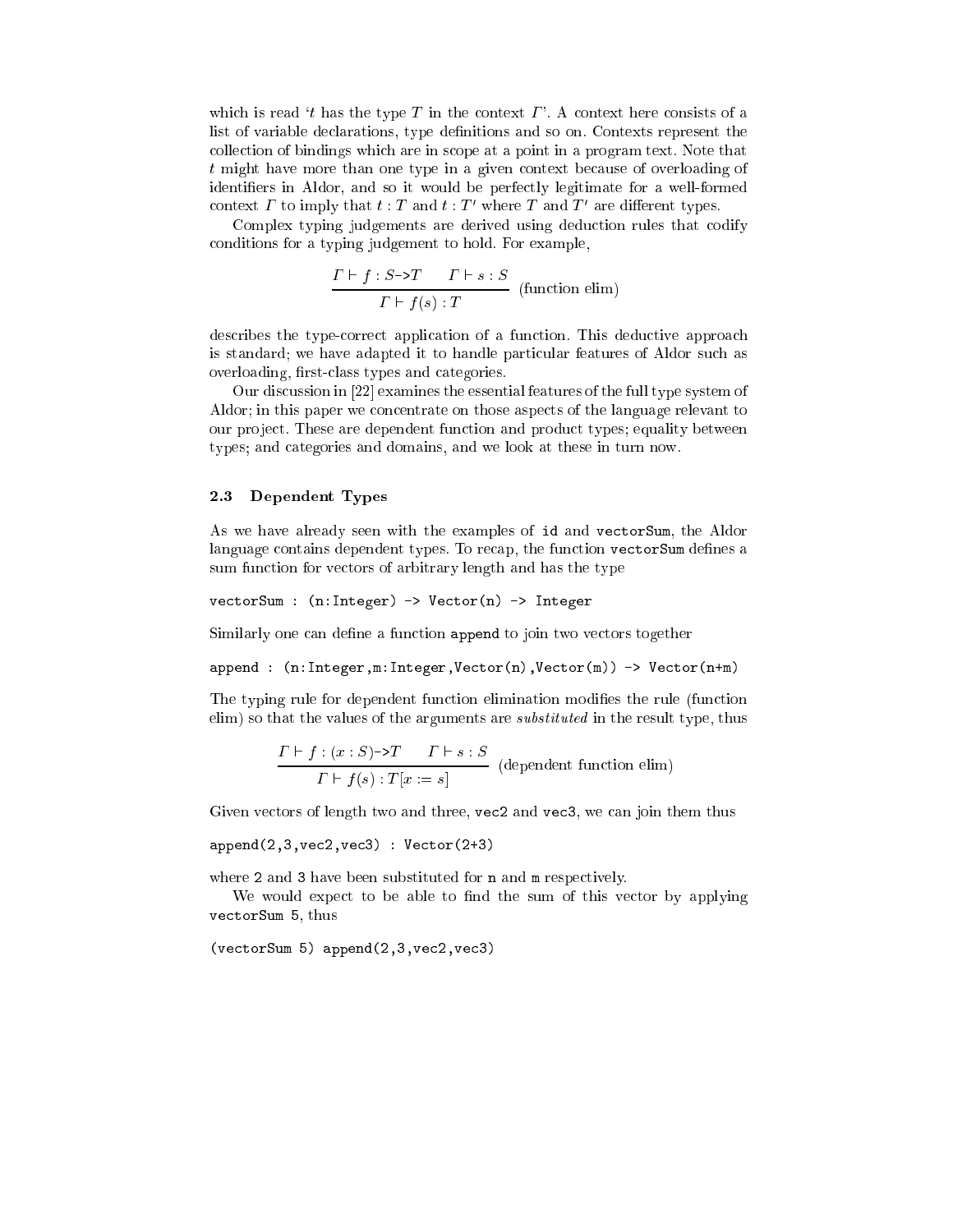which is read '$t$ has the type $T$ in the context $\Gamma$'. A context here consists of a list of variable declarations, type definitions and so on. Contexts represent the collection of bindings which are in scope at a point in a program text. Note that $t$ might have more than one type in a given context because of overloading of identifiers in Aldor, and so it would be perfectly legitimate for a well-formed context $\Gamma$ to imply that $t : T$ and $t : T'$ where $T$ and $T'$ are different types.

Complex typing judgements are derived using deduction rules that codify conditions for a typing judgement to hold. For example,

$$\frac{\Gamma \vdash f : S\texttt{->}T \qquad \Gamma \vdash s : S}{\Gamma \vdash f(s) : T} \text{ (function elim)}$$

describes the type-correct application of a function. This deductive approach is standard; we have adapted it to handle particular features of Aldor such as overloading, first-class types and categories.

Our discussion in [22] examines the essential features of the full type system of Aldor; in this paper we concentrate on those aspects of the language relevant to our project. These are dependent function and product types; equality between types; and categories and domains, and we look at these in turn now.

### 2.3 Dependent Types

As we have already seen with the examples of `id` and `vectorSum`, the Aldor language contains dependent types. To recap, the function `vectorSum` defines a sum function for vectors of arbitrary length and has the type

```
vectorSum : (n:Integer) -> Vector(n) -> Integer
```

Similarly one can define a function `append` to join two vectors together

```
append : (n:Integer,m:Integer,Vector(n),Vector(m)) -> Vector(n+m)
```

The typing rule for dependent function elimination modifies the rule (function elim) so that the values of the arguments are *substituted* in the result type, thus

$$\frac{\Gamma \vdash f : (x : S)\texttt{->}T \qquad \Gamma \vdash s : S}{\Gamma \vdash f(s) : T[x := s]} \text{ (dependent function elim)}$$

Given vectors of length two and three, `vec2` and `vec3`, we can join them thus

```
append(2,3,vec2,vec3) : Vector(2+3)
```

where `2` and `3` have been substituted for `n` and `m` respectively.

We would expect to be able to find the sum of this vector by applying `vectorSum 5`, thus

```
(vectorSum 5) append(2,3,vec2,vec3)
```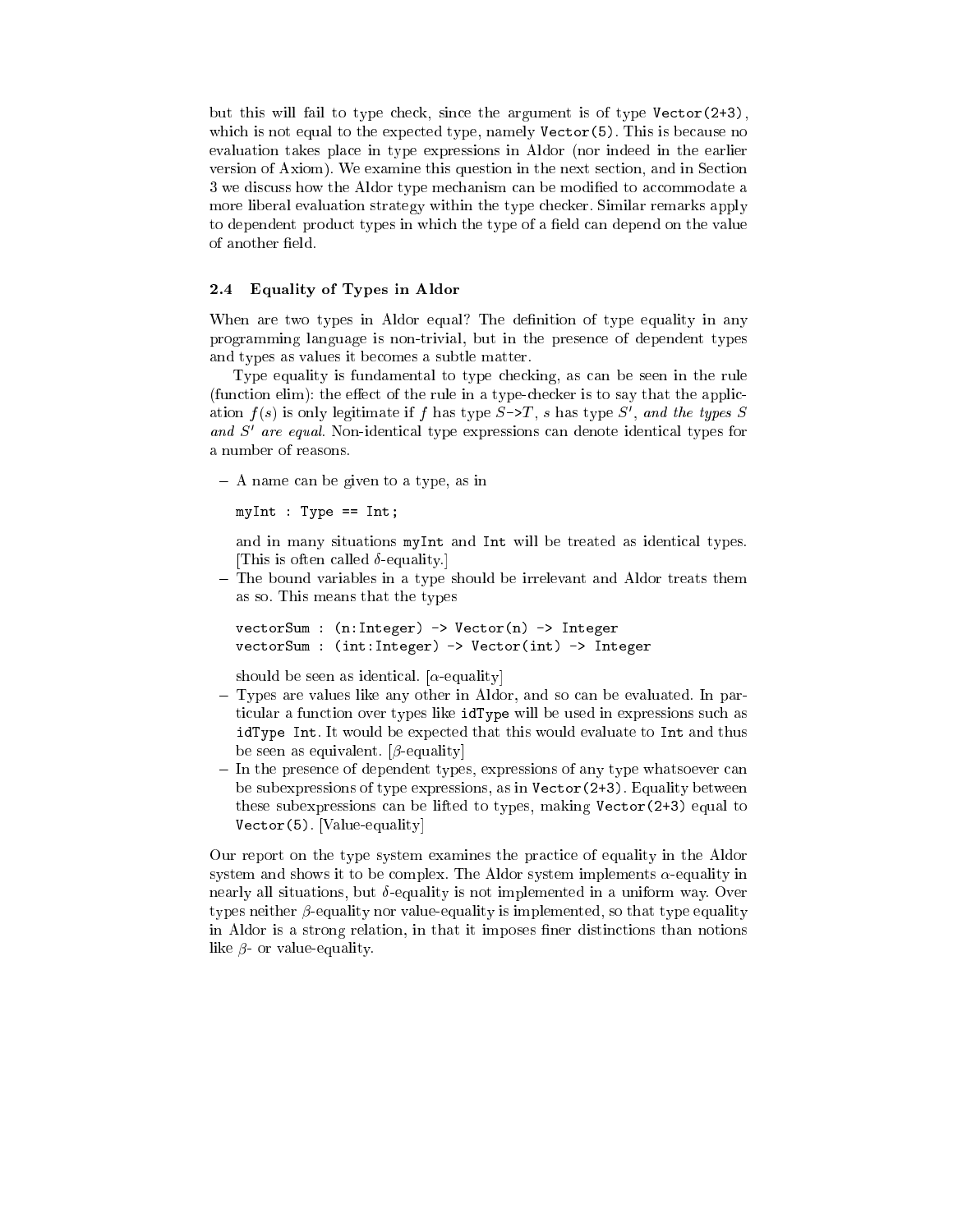but this will fail to type check, since the argument is of type `Vector(2+3)`, which is not equal to the expected type, namely `Vector(5)`. This is because no evaluation takes place in type expressions in Aldor (nor indeed in the earlier version of Axiom). We examine this question in the next section, and in Section 3 we discuss how the Aldor type mechanism can be modified to accommodate a more liberal evaluation strategy within the type checker. Similar remarks apply to dependent product types in which the type of a field can depend on the value of another field.

### 2.4 Equality of Types in Aldor

When are two types in Aldor equal? The definition of type equality in any programming language is non-trivial, but in the presence of dependent types and types as values it becomes a subtle matter.

Type equality is fundamental to type checking, as can be seen in the rule (function elim): the effect of the rule in a type-checker is to say that the application $f(s)$ is only legitimate if $f$ has type $S$`->`$T$, $s$ has type $S'$, *and the types* $S$ *and* $S'$ *are equal*. Non-identical type expressions can denote identical types for a number of reasons.

– A name can be given to a type, as in

```
myInt : Type == Int;
```

and in many situations `myInt` and `Int` will be treated as identical types. [This is often called $\delta$-equality.]

– The bound variables in a type should be irrelevant and Aldor treats them as so. This means that the types

```
vectorSum : (n:Integer) -> Vector(n) -> Integer
vectorSum : (int:Integer) -> Vector(int) -> Integer
```

should be seen as identical. [$\alpha$-equality]

– Types are values like any other in Aldor, and so can be evaluated. In particular a function over types like `idType` will be used in expressions such as `idType Int`. It would be expected that this would evaluate to `Int` and thus be seen as equivalent. [$\beta$-equality]

– In the presence of dependent types, expressions of any type whatsoever can be subexpressions of type expressions, as in `Vector(2+3)`. Equality between these subexpressions can be lifted to types, making `Vector(2+3)` equal to `Vector(5)`. [Value-equality]

Our report on the type system examines the practice of equality in the Aldor system and shows it to be complex. The Aldor system implements $\alpha$-equality in nearly all situations, but $\delta$-equality is not implemented in a uniform way. Over types neither $\beta$-equality nor value-equality is implemented, so that type equality in Aldor is a strong relation, in that it imposes finer distinctions than notions like $\beta$- or value-equality.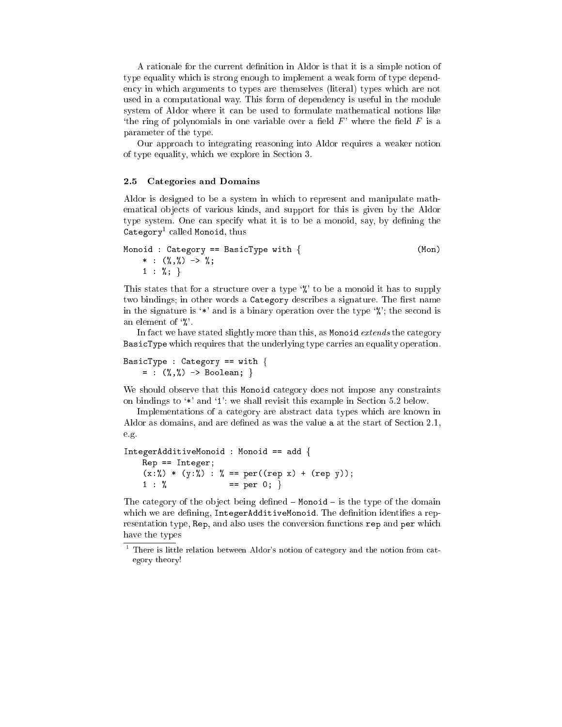A rationale for the current definition in Aldor is that it is a simple notion of type equality which is strong enough to implement a weak form of type dependency in which arguments to types are themselves (literal) types which are not used in a computational way. This form of dependency is useful in the module system of Aldor where it can be used to formulate mathematical notions like 'the ring of polynomials in one variable over a field $F$' where the field $F$ is a parameter of the type.

Our approach to integrating reasoning into Aldor requires a weaker notion of type equality, which we explore in Section 3.

### 2.5 Categories and Domains

Aldor is designed to be a system in which to represent and manipulate mathematical objects of various kinds, and support for this is given by the Aldor type system. One can specify what it is to be a monoid, say, by defining the `Category`[1] called `Monoid`, thus

```
Monoid : Category == BasicType with {                    (Mon)
    * : (%,%) -> %;
    1 : %; }
```

This states that for a structure over a type '%' to be a monoid it has to supply two bindings; in other words a `Category` describes a signature. The first name in the signature is '*' and is a binary operation over the type '%'; the second is an element of '%'.

In fact we have stated slightly more than this, as `Monoid` *extends* the category `BasicType` which requires that the underlying type carries an equality operation.

```
BasicType : Category == with {
    = : (%,%) -> Boolean; }
```

We should observe that this `Monoid` category does not impose any constraints on bindings to '*' and '1': we shall revisit this example in Section 5.2 below.

Implementations of a category are abstract data types which are known in Aldor as domains, and are defined as was the value `a` at the start of Section 2.1, e.g.

```
IntegerAdditiveMonoid : Monoid == add {
    Rep == Integer;
    (x:%) * (y:%) : % == per((rep x) + (rep y));
    1 : %             == per 0; }
```

The category of the object being defined – `Monoid` – is the type of the domain which we are defining, `IntegerAdditiveMonoid`. The definition identifies a representation type, `Rep`, and also uses the conversion functions `rep` and `per` which have the types

[1] There is little relation between Aldor's notion of category and the notion from category theory!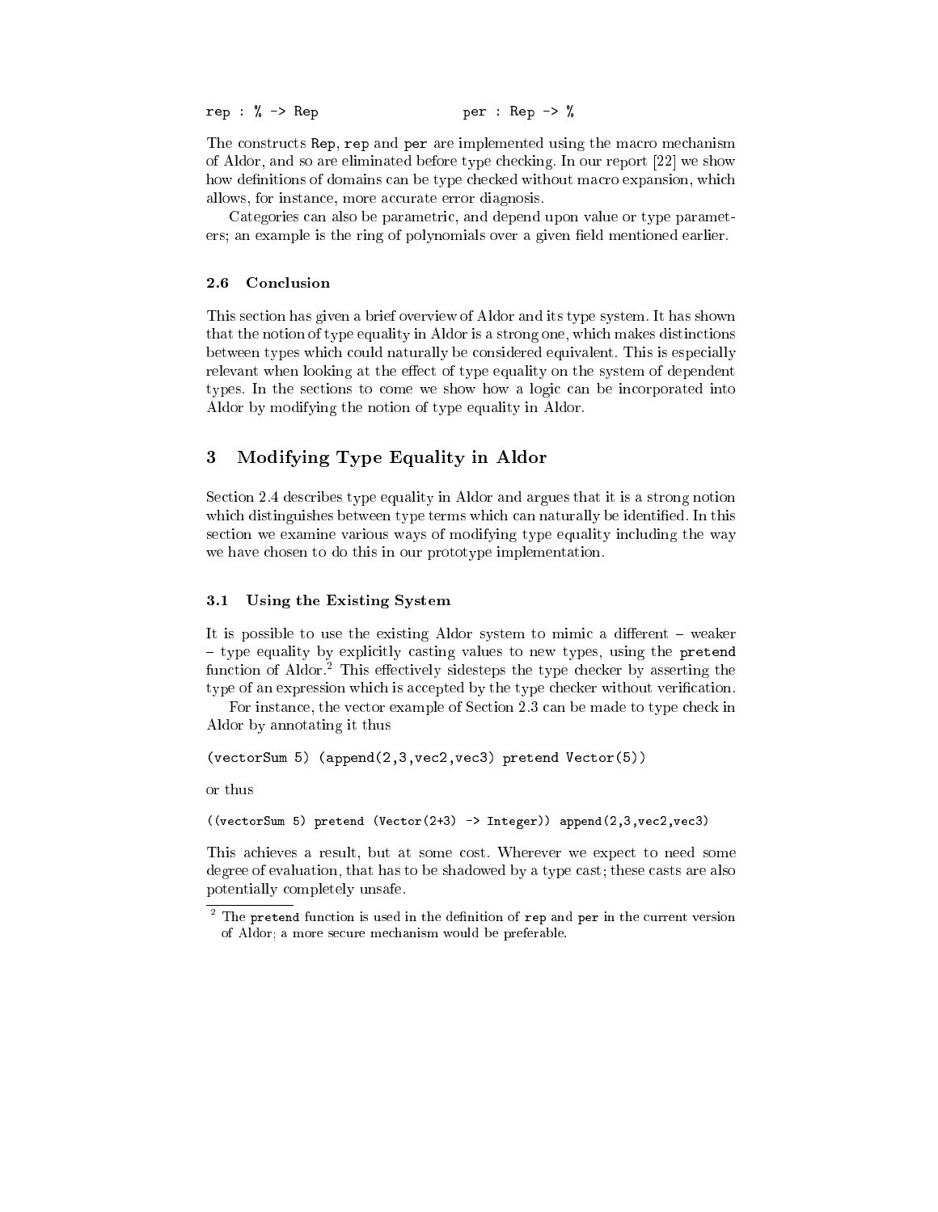```
rep : % -> Rep                    per : Rep -> %
```

The constructs `Rep`, `rep` and `per` are implemented using the macro mechanism of Aldor, and so are eliminated before type checking. In our report [22] we show how definitions of domains can be type checked without macro expansion, which allows, for instance, more accurate error diagnosis.

Categories can also be parametric, and depend upon value or type parameters; an example is the ring of polynomials over a given field mentioned earlier.

### 2.6 Conclusion

This section has given a brief overview of Aldor and its type system. It has shown that the notion of type equality in Aldor is a strong one, which makes distinctions between types which could naturally be considered equivalent. This is especially relevant when looking at the effect of type equality on the system of dependent types. In the sections to come we show how a logic can be incorporated into Aldor by modifying the notion of type equality in Aldor.

## 3 Modifying Type Equality in Aldor

Section 2.4 describes type equality in Aldor and argues that it is a strong notion which distinguishes between type terms which can naturally be identified. In this section we examine various ways of modifying type equality including the way we have chosen to do this in our prototype implementation.

### 3.1 Using the Existing System

It is possible to use the existing Aldor system to mimic a different – weaker – type equality by explicitly casting values to new types, using the `pretend` function of Aldor.[2] This effectively sidesteps the type checker by asserting the type of an expression which is accepted by the type checker without verification.

For instance, the vector example of Section 2.3 can be made to type check in Aldor by annotating it thus

```
(vectorSum 5) (append(2,3,vec2,vec3) pretend Vector(5))
```

or thus

```
((vectorSum 5) pretend (Vector(2+3) -> Integer)) append(2,3,vec2,vec3)
```

This achieves a result, but at some cost. Wherever we expect to need some degree of evaluation, that has to be shadowed by a type cast; these casts are also potentially completely unsafe.

[2] The `pretend` function is used in the definition of `rep` and `per` in the current version of Aldor; a more secure mechanism would be preferable.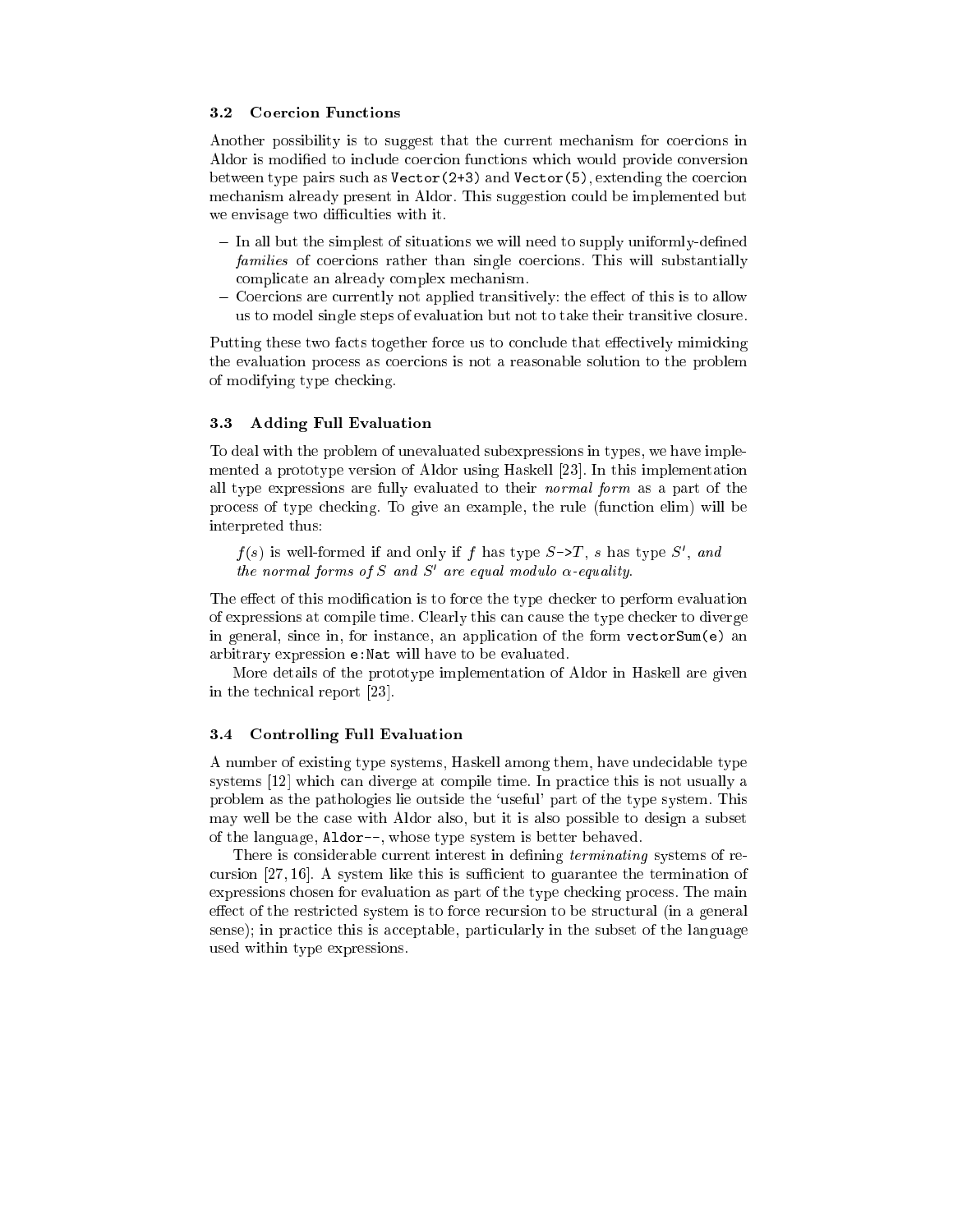### 3.2 Coercion Functions

Another possibility is to suggest that the current mechanism for coercions in Aldor is modified to include coercion functions which would provide conversion between type pairs such as `Vector(2+3)` and `Vector(5)`, extending the coercion mechanism already present in Aldor. This suggestion could be implemented but we envisage two difficulties with it.

- In all but the simplest of situations we will need to supply uniformly-defined *families* of coercions rather than single coercions. This will substantially complicate an already complex mechanism.
- Coercions are currently not applied transitively: the effect of this is to allow us to model single steps of evaluation but not to take their transitive closure.

Putting these two facts together force us to conclude that effectively mimicking the evaluation process as coercions is not a reasonable solution to the problem of modifying type checking.

### 3.3 Adding Full Evaluation

To deal with the problem of unevaluated subexpressions in types, we have implemented a prototype version of Aldor using Haskell [23]. In this implementation all type expressions are fully evaluated to their *normal form* as a part of the process of type checking. To give an example, the rule (function elim) will be interpreted thus:

> $f(s)$ is well-formed if and only if $f$ has type $S$`->`$T$, $s$ has type $S'$, *and the normal forms of* $S$ *and* $S'$ *are equal modulo* $\alpha$*-equality.*

The effect of this modification is to force the type checker to perform evaluation of expressions at compile time. Clearly this can cause the type checker to diverge in general, since in, for instance, an application of the form `vectorSum(e)` an arbitrary expression `e:Nat` will have to be evaluated.

More details of the prototype implementation of Aldor in Haskell are given in the technical report [23].

### 3.4 Controlling Full Evaluation

A number of existing type systems, Haskell among them, have undecidable type systems [12] which can diverge at compile time. In practice this is not usually a problem as the pathologies lie outside the 'useful' part of the type system. This may well be the case with Aldor also, but it is also possible to design a subset of the language, `Aldor--`, whose type system is better behaved.

There is considerable current interest in defining *terminating* systems of recursion [27, 16]. A system like this is sufficient to guarantee the termination of expressions chosen for evaluation as part of the type checking process. The main effect of the restricted system is to force recursion to be structural (in a general sense); in practice this is acceptable, particularly in the subset of the language used within type expressions.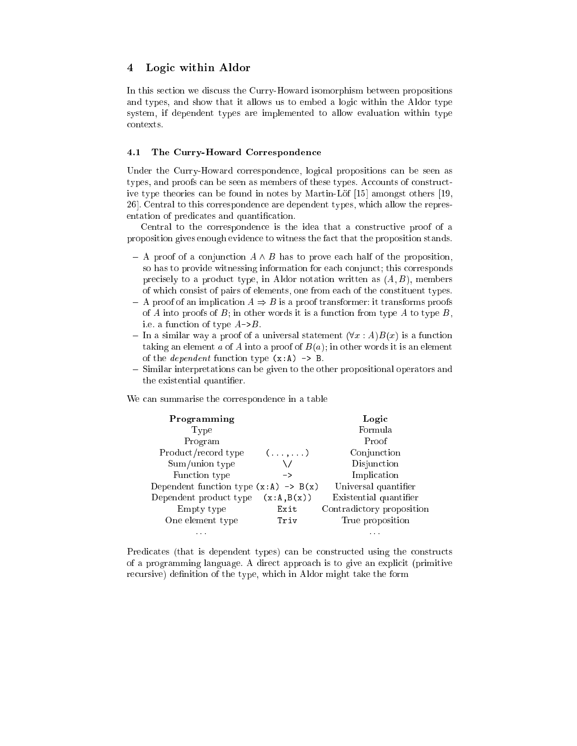## 4 Logic within Aldor

In this section we discuss the Curry-Howard isomorphism between propositions and types, and show that it allows us to embed a logic within the Aldor type system, if dependent types are implemented to allow evaluation within type contexts.

### 4.1 The Curry-Howard Correspondence

Under the Curry-Howard correspondence, logical propositions can be seen as types, and proofs can be seen as members of these types. Accounts of constructive type theories can be found in notes by Martin-Löf [15] amongst others [19, 26]. Central to this correspondence are dependent types, which allow the representation of predicates and quantification.

Central to the correspondence is the idea that a constructive proof of a proposition gives enough evidence to witness the fact that the proposition stands.

- A proof of a conjunction $A \wedge B$ has to prove each half of the proposition, so has to provide witnessing information for each conjunct; this corresponds precisely to a product type, in Aldor notation written as $(A, B)$, members of which consist of pairs of elements, one from each of the constituent types.
- A proof of an implication $A \Rightarrow B$ is a proof transformer: it transforms proofs of $A$ into proofs of $B$; in other words it is a function from type $A$ to type $B$, i.e. a function of type $A$`->`$B$.
- In a similar way a proof of a universal statement $(\forall x : A)B(x)$ is a function taking an element $a$ of $A$ into a proof of $B(a)$; in other words it is an element of the *dependent* function type `(x:A) -> B`.
- Similar interpretations can be given to the other propositional operators and the existential quantifier.

We can summarise the correspondence in a table

| **Programming** | | **Logic** |
|---|---|---|
| Type | | Formula |
| Program | | Proof |
| Product/record type | `(...,...)` | Conjunction |
| Sum/union type | `\/` | Disjunction |
| Function type | `->` | Implication |
| Dependent function type | `(x:A) -> B(x)` | Universal quantifier |
| Dependent product type | `(x:A,B(x))` | Existential quantifier |
| Empty type | `Exit` | Contradictory proposition |
| One element type | `Triv` | True proposition |
| ... | | ... |

Predicates (that is dependent types) can be constructed using the constructs of a programming language. A direct approach is to give an explicit (primitive recursive) definition of the type, which in Aldor might take the form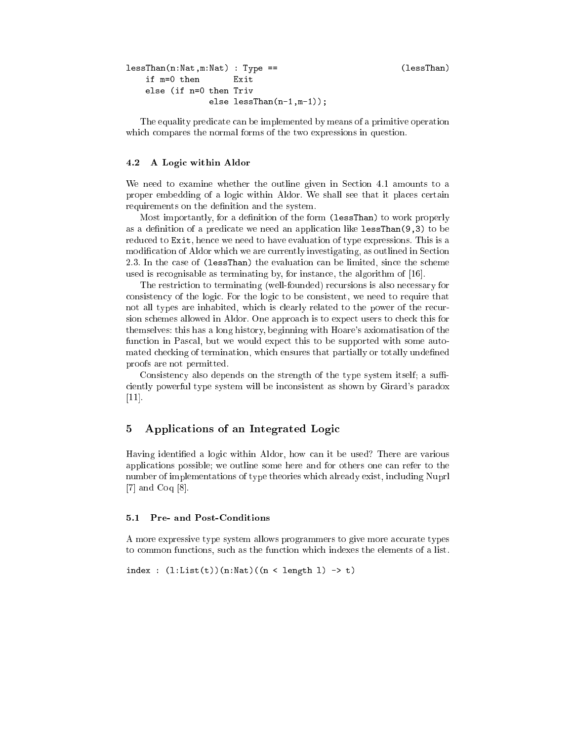```
lessThan(n:Nat,m:Nat) : Type ==                          (lessThan)
    if m=0 then       Exit
    else (if n=0 then Triv
                else lessThan(n-1,m-1));
```

The equality predicate can be implemented by means of a primitive operation which compares the normal forms of the two expressions in question.

### 4.2 A Logic within Aldor

We need to examine whether the outline given in Section 4.1 amounts to a proper embedding of a logic within Aldor. We shall see that it places certain requirements on the definition and the system.

Most importantly, for a definition of the form (lessThan) to work properly as a definition of a predicate we need an application like lessThan(9,3) to be reduced to Exit, hence we need to have evaluation of type expressions. This is a modification of Aldor which we are currently investigating, as outlined in Section 2.3. In the case of (lessThan) the evaluation can be limited, since the scheme used is recognisable as terminating by, for instance, the algorithm of [16].

The restriction to terminating (well-founded) recursions is also necessary for consistency of the logic. For the logic to be consistent, we need to require that not all types are inhabited, which is clearly related to the power of the recursion schemes allowed in Aldor. One approach is to expect users to check this for themselves: this has a long history, beginning with Hoare's axiomatisation of the function in Pascal, but we would expect this to be supported with some automated checking of termination, which ensures that partially or totally undefined proofs are not permitted.

Consistency also depends on the strength of the type system itself; a sufficiently powerful type system will be inconsistent as shown by Girard's paradox [11].

## 5 Applications of an Integrated Logic

Having identified a logic within Aldor, how can it be used? There are various applications possible; we outline some here and for others one can refer to the number of implementations of type theories which already exist, including Nuprl [7] and Coq [8].

### 5.1 Pre- and Post-Conditions

A more expressive type system allows programmers to give more accurate types to common functions, such as the function which indexes the elements of a list.

```
index : (l:List(t))(n:Nat)((n < length l) -> t)
```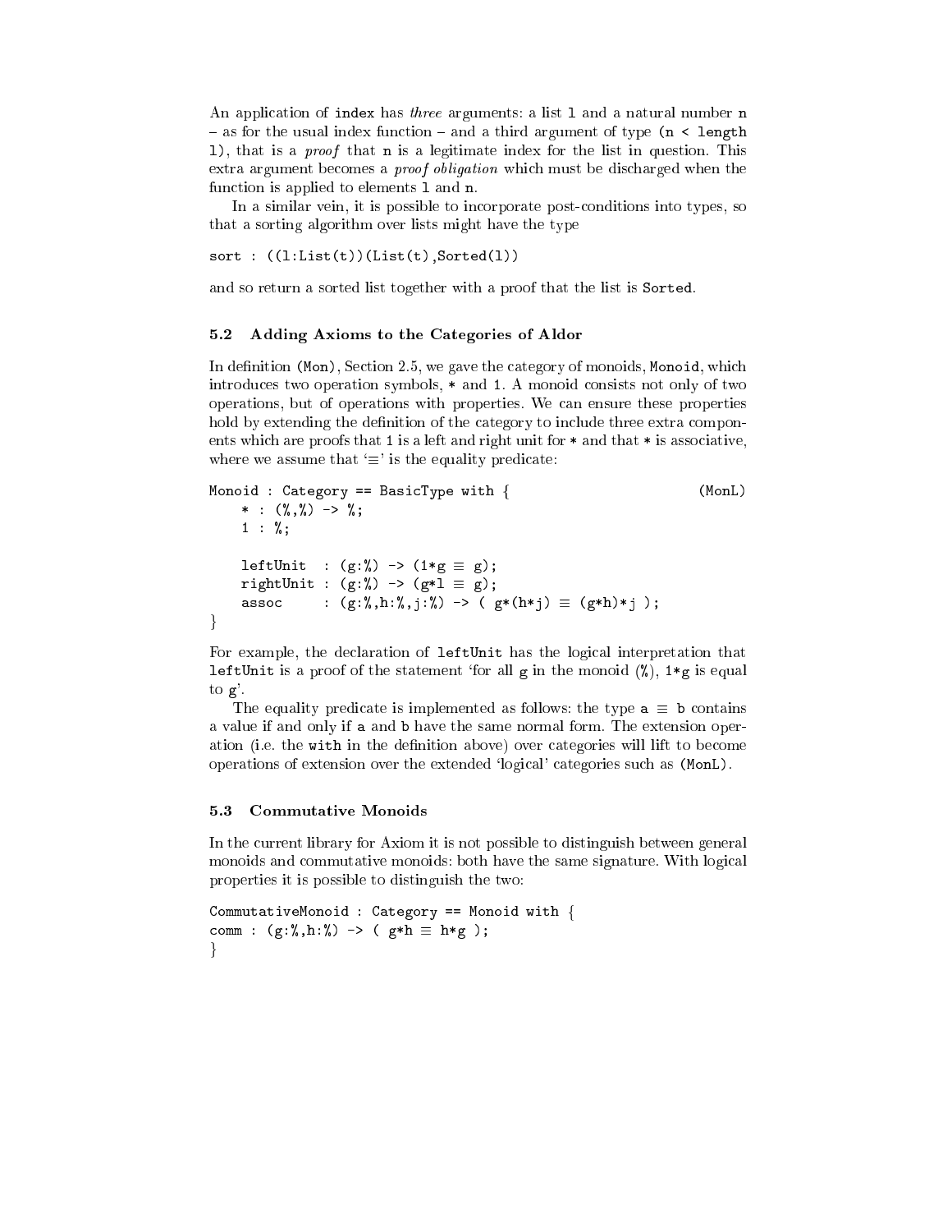An application of `index` has *three* arguments: a list `l` and a natural number `n` – as for the usual index function – and a third argument of type `(n < length l)`, that is a *proof* that `n` is a legitimate index for the list in question. This extra argument becomes a *proof obligation* which must be discharged when the function is applied to elements `l` and `n`.

In a similar vein, it is possible to incorporate post-conditions into types, so that a sorting algorithm over lists might have the type

```
sort : ((l:List(t))(List(t),Sorted(l))
```

and so return a sorted list together with a proof that the list is `Sorted`.

### 5.2 Adding Axioms to the Categories of Aldor

In definition `(Mon)`, Section 2.5, we gave the category of monoids, `Monoid`, which introduces two operation symbols, `*` and `1`. A monoid consists not only of two operations, but of operations with properties. We can ensure these properties hold by extending the definition of the category to include three extra components which are proofs that `1` is a left and right unit for `*` and that `*` is associative, where we assume that '≡' is the equality predicate:

```
Monoid : Category == BasicType with {                          (MonL)
    * : (%,%) -> %;
    1 : %;

    leftUnit  : (g:%) -> (1*g ≡ g);
    rightUnit : (g:%) -> (g*1 ≡ g);
    assoc     : (g:%,h:%,j:%) -> ( g*(h*j) ≡ (g*h)*j );
}
```

For example, the declaration of `leftUnit` has the logical interpretation that `leftUnit` is a proof of the statement 'for all `g` in the monoid (`%`), `1*g` is equal to `g`'.

The equality predicate is implemented as follows: the type `a ≡ b` contains a value if and only if `a` and `b` have the same normal form. The extension operation (i.e. the `with` in the definition above) over categories will lift to become operations of extension over the extended 'logical' categories such as `(MonL)`.

### 5.3 Commutative Monoids

In the current library for Axiom it is not possible to distinguish between general monoids and commutative monoids: both have the same signature. With logical properties it is possible to distinguish the two:

```
CommutativeMonoid : Category == Monoid with {
comm : (g:%,h:%) -> ( g*h ≡ h*g );
}
```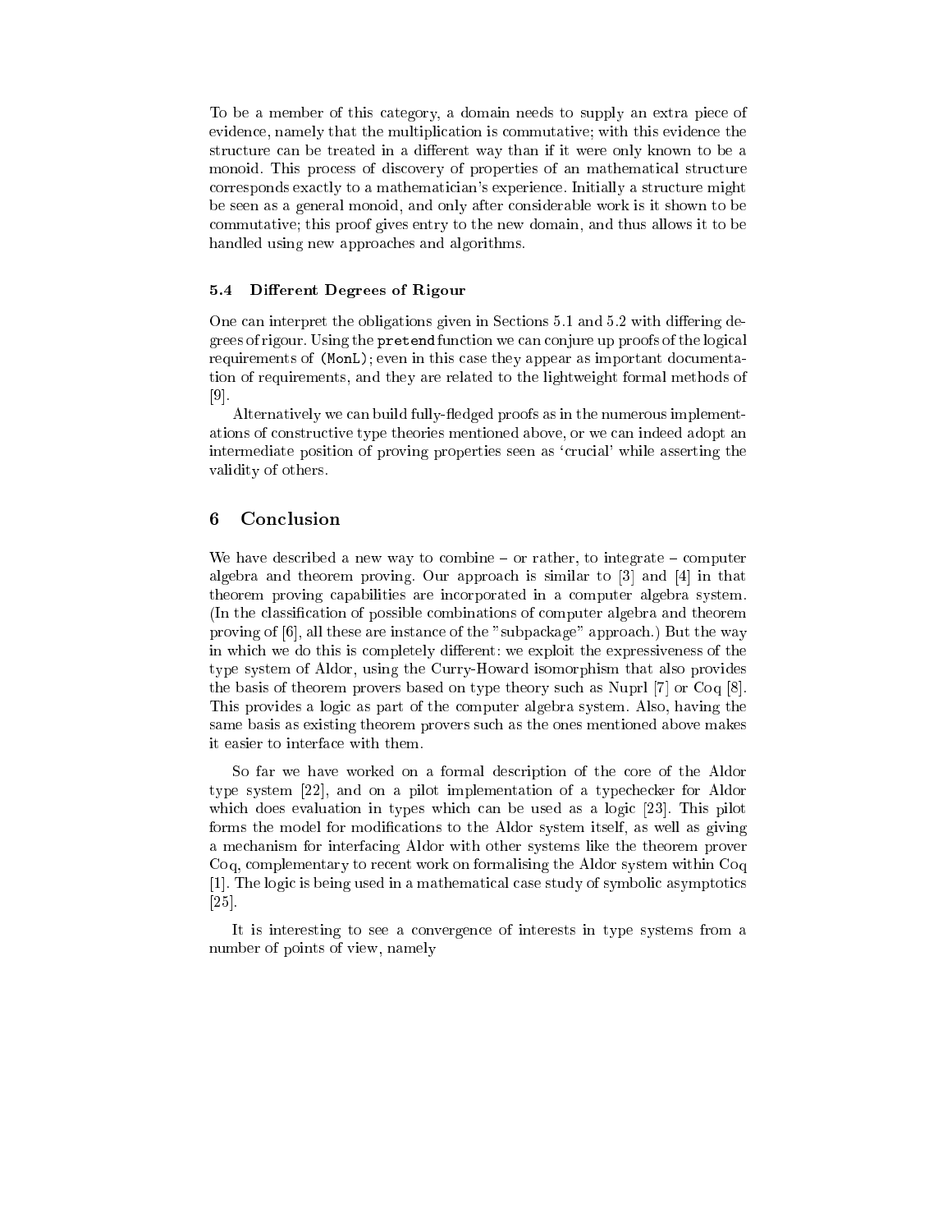To be a member of this category, a domain needs to supply an extra piece of evidence, namely that the multiplication is commutative; with this evidence the structure can be treated in a different way than if it were only known to be a monoid. This process of discovery of properties of an mathematical structure corresponds exactly to a mathematician's experience. Initially a structure might be seen as a general monoid, and only after considerable work is it shown to be commutative; this proof gives entry to the new domain, and thus allows it to be handled using new approaches and algorithms.

### 5.4 Different Degrees of Rigour

One can interpret the obligations given in Sections 5.1 and 5.2 with differing degrees of rigour. Using the `pretend` function we can conjure up proofs of the logical requirements of `(MonL)`; even in this case they appear as important documentation of requirements, and they are related to the lightweight formal methods of [9].

Alternatively we can build fully-fledged proofs as in the numerous implementations of constructive type theories mentioned above, or we can indeed adopt an intermediate position of proving properties seen as 'crucial' while asserting the validity of others.

## 6 Conclusion

We have described a new way to combine – or rather, to integrate – computer algebra and theorem proving. Our approach is similar to [3] and [4] in that theorem proving capabilities are incorporated in a computer algebra system. (In the classification of possible combinations of computer algebra and theorem proving of [6], all these are instance of the "subpackage" approach.) But the way in which we do this is completely different: we exploit the expressiveness of the type system of Aldor, using the Curry-Howard isomorphism that also provides the basis of theorem provers based on type theory such as Nuprl [7] or Coq [8]. This provides a logic as part of the computer algebra system. Also, having the same basis as existing theorem provers such as the ones mentioned above makes it easier to interface with them.

So far we have worked on a formal description of the core of the Aldor type system [22], and on a pilot implementation of a typechecker for Aldor which does evaluation in types which can be used as a logic [23]. This pilot forms the model for modifications to the Aldor system itself, as well as giving a mechanism for interfacing Aldor with other systems like the theorem prover Coq, complementary to recent work on formalising the Aldor system within Coq [1]. The logic is being used in a mathematical case study of symbolic asymptotics [25].

It is interesting to see a convergence of interests in type systems from a number of points of view, namely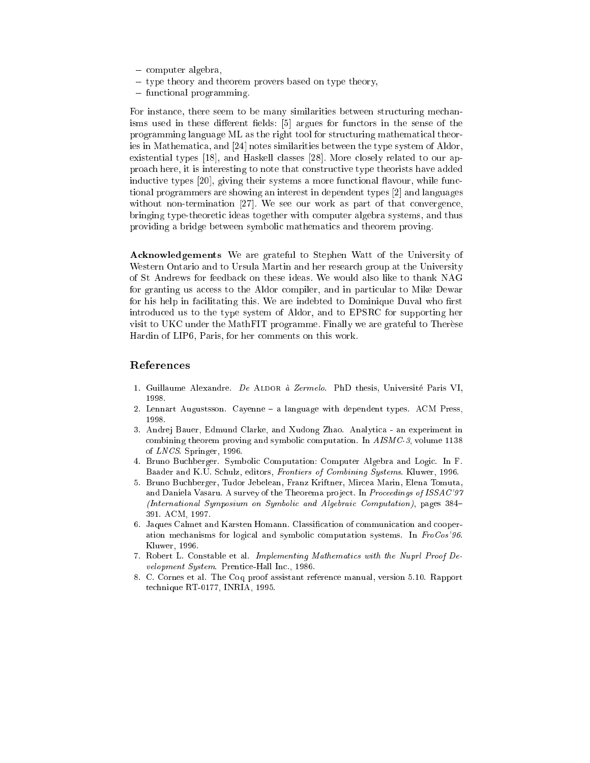- computer algebra,
- type theory and theorem provers based on type theory,
- functional programming.

For instance, there seem to be many similarities between structuring mechanisms used in these different fields: [5] argues for functors in the sense of the programming language ML as the right tool for structuring mathematical theories in Mathematica, and [24] notes similarities between the type system of Aldor, existential types [18], and Haskell classes [28]. More closely related to our approach here, it is interesting to note that constructive type theorists have added inductive types [20], giving their systems a more functional flavour, while functional programmers are showing an interest in dependent types [2] and languages without non-termination [27]. We see our work as part of that convergence, bringing type-theoretic ideas together with computer algebra systems, and thus providing a bridge between symbolic mathematics and theorem proving.

**Acknowledgements** We are grateful to Stephen Watt of the University of Western Ontario and to Ursula Martin and her research group at the University of St Andrews for feedback on these ideas. We would also like to thank NAG for granting us access to the Aldor compiler, and in particular to Mike Dewar for his help in facilitating this. We are indebted to Dominique Duval who first introduced us to the type system of Aldor, and to EPSRC for supporting her visit to UKC under the MathFIT programme. Finally we are grateful to Therèse Hardin of LIP6, Paris, for her comments on this work.

## References

1. Guillaume Alexandre. *De* Aldor *à Zermelo*. PhD thesis, Université Paris VI, 1998.
2. Lennart Augustsson. Cayenne – a language with dependent types. ACM Press, 1998.
3. Andrej Bauer, Edmund Clarke, and Xudong Zhao. Analytica - an experiment in combining theorem proving and symbolic computation. In *AISMC-3*, volume 1138 of *LNCS*. Springer, 1996.
4. Bruno Buchberger. Symbolic Computation: Computer Algebra and Logic. In F. Baader and K.U. Schulz, editors, *Frontiers of Combining Systems*. Kluwer, 1996.
5. Bruno Buchberger, Tudor Jebelean, Franz Kriftner, Mircea Marin, Elena Tomuta, and Daniela Vasaru. A survey of the Theorema project. In *Proceedings of ISSAC'97 (International Symposium on Symbolic and Algebraic Computation)*, pages 384–391. ACM, 1997.
6. Jaques Calmet and Karsten Homann. Classification of communication and cooperation mechanisms for logical and symbolic computation systems. In *FroCos'96*. Kluwer, 1996.
7. Robert L. Constable et al. *Implementing Mathematics with the Nuprl Proof Development System*. Prentice-Hall Inc., 1986.
8. C. Cornes et al. The Coq proof assistant reference manual, version 5.10. Rapport technique RT-0177, INRIA, 1995.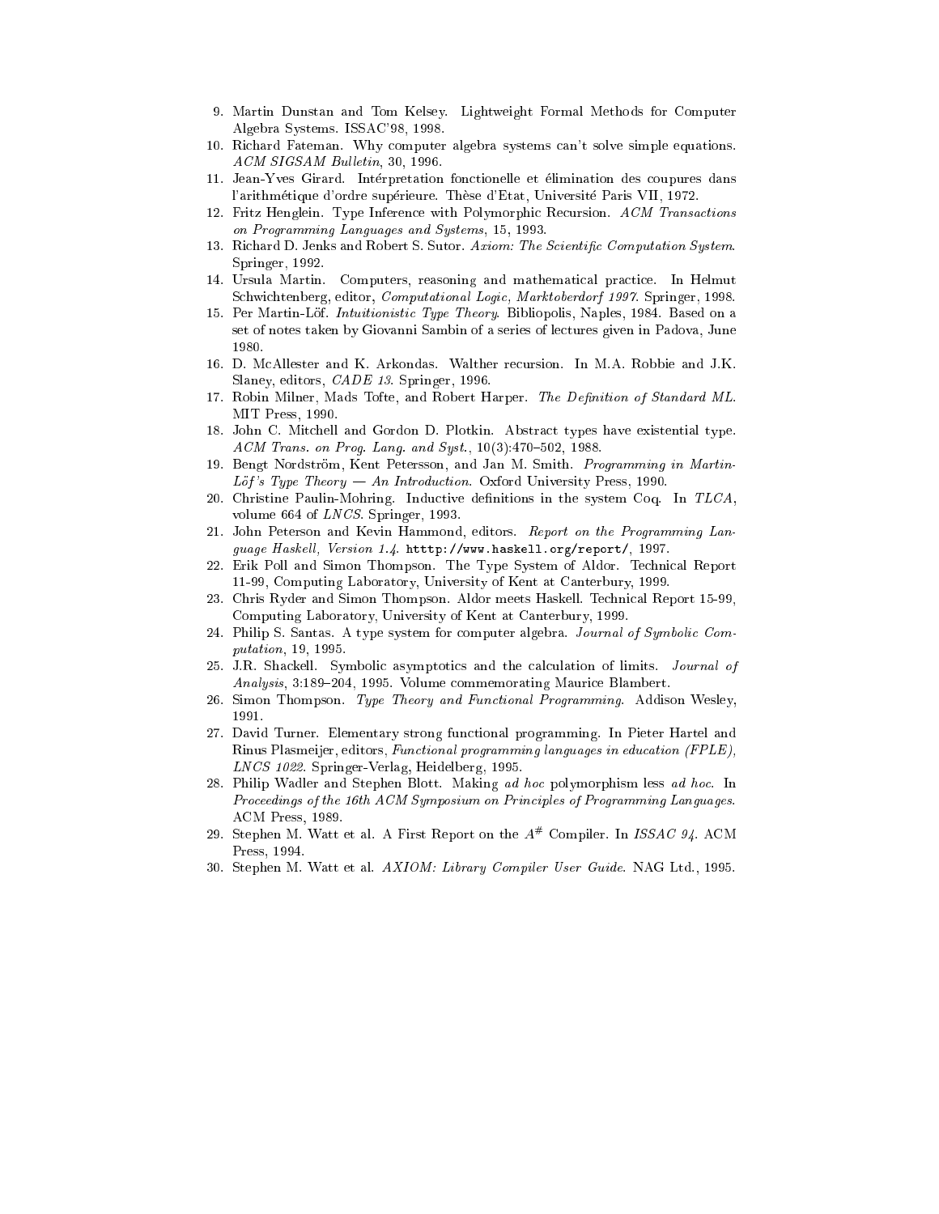9. Martin Dunstan and Tom Kelsey. Lightweight Formal Methods for Computer Algebra Systems. ISSAC'98, 1998.
10. Richard Fateman. Why computer algebra systems can't solve simple equations. *ACM SIGSAM Bulletin*, 30, 1996.
11. Jean-Yves Girard. Intérpretation fonctionelle et élimination des coupures dans l'arithmétique d'ordre supérieure. Thèse d'Etat, Université Paris VII, 1972.
12. Fritz Henglein. Type Inference with Polymorphic Recursion. *ACM Transactions on Programming Languages and Systems*, 15, 1993.
13. Richard D. Jenks and Robert S. Sutor. *Axiom: The Scientific Computation System*. Springer, 1992.
14. Ursula Martin. Computers, reasoning and mathematical practice. In Helmut Schwichtenberg, editor, *Computational Logic, Marktoberdorf 1997*. Springer, 1998.
15. Per Martin-Löf. *Intuitionistic Type Theory*. Bibliopolis, Naples, 1984. Based on a set of notes taken by Giovanni Sambin of a series of lectures given in Padova, June 1980.
16. D. McAllester and K. Arkondas. Walther recursion. In M.A. Robbie and J.K. Slaney, editors, *CADE 13*. Springer, 1996.
17. Robin Milner, Mads Tofte, and Robert Harper. *The Definition of Standard ML*. MIT Press, 1990.
18. John C. Mitchell and Gordon D. Plotkin. Abstract types have existential type. *ACM Trans. on Prog. Lang. and Syst.*, 10(3):470–502, 1988.
19. Bengt Nordström, Kent Petersson, and Jan M. Smith. *Programming in Martin-Löf's Type Theory — An Introduction*. Oxford University Press, 1990.
20. Christine Paulin-Mohring. Inductive definitions in the system Coq. In *TLCA*, volume 664 of *LNCS*. Springer, 1993.
21. John Peterson and Kevin Hammond, editors. *Report on the Programming Language Haskell, Version 1.4*. `htttp://www.haskell.org/report/`, 1997.
22. Erik Poll and Simon Thompson. The Type System of Aldor. Technical Report 11-99, Computing Laboratory, University of Kent at Canterbury, 1999.
23. Chris Ryder and Simon Thompson. Aldor meets Haskell. Technical Report 15-99, Computing Laboratory, University of Kent at Canterbury, 1999.
24. Philip S. Santas. A type system for computer algebra. *Journal of Symbolic Computation*, 19, 1995.
25. J.R. Shackell. Symbolic asymptotics and the calculation of limits. *Journal of Analysis*, 3:189–204, 1995. Volume commemorating Maurice Blambert.
26. Simon Thompson. *Type Theory and Functional Programming*. Addison Wesley, 1991.
27. David Turner. Elementary strong functional programming. In Pieter Hartel and Rinus Plasmeijer, editors, *Functional programming languages in education (FPLE), LNCS 1022*. Springer-Verlag, Heidelberg, 1995.
28. Philip Wadler and Stephen Blott. Making *ad hoc* polymorphism less *ad hoc*. In *Proceedings of the 16th ACM Symposium on Principles of Programming Languages*. ACM Press, 1989.
29. Stephen M. Watt et al. A First Report on the $A^{\#}$ Compiler. In *ISSAC 94*. ACM Press, 1994.
30. Stephen M. Watt et al. *AXIOM: Library Compiler User Guide*. NAG Ltd., 1995.